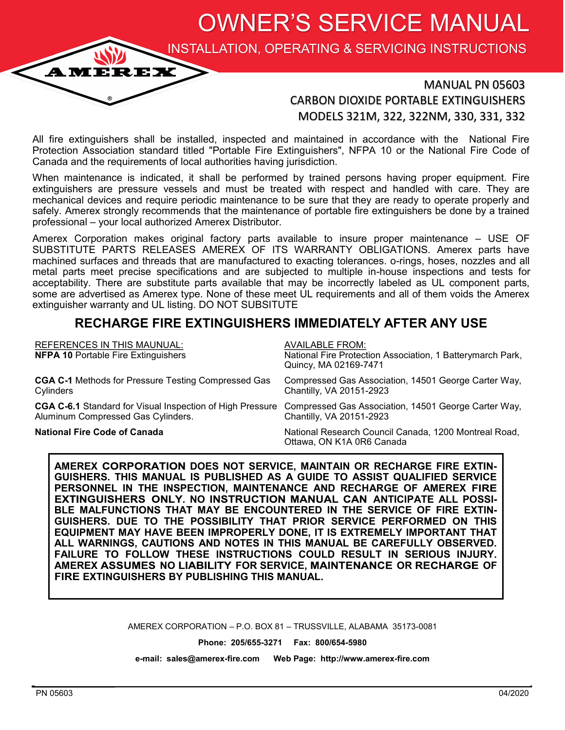# OWNER'S SERVICE MANUAL

## INSTALLATION, OPERATING & SERVICING INSTRUCTIONS

AMEREX®

### MANUAL PN 05603
### CARBON DIOXIDE PORTABLE EXTINGUISHERS
### MODELS 321M, 322, 322NM, 330, 331, 332

All fire extinguishers shall be installed, inspected and maintained in accordance with the National Fire Protection Association standard titled "Portable Fire Extinguishers", NFPA 10 or the National Fire Code of Canada and the requirements of local authorities having jurisdiction.

When maintenance is indicated, it shall be performed by trained persons having proper equipment. Fire extinguishers are pressure vessels and must be treated with respect and handled with care. They are mechanical devices and require periodic maintenance to be sure that they are ready to operate properly and safely. Amerex strongly recommends that the maintenance of portable fire extinguishers be done by a trained professional – your local authorized Amerex Distributor.

Amerex Corporation makes original factory parts available to insure proper maintenance – USE OF SUBSTITUTE PARTS RELEASES AMEREX OF ITS WARRANTY OBLIGATIONS. Amerex parts have machined surfaces and threads that are manufactured to exacting tolerances. o-rings, hoses, nozzles and all metal parts meet precise specifications and are subjected to multiple in-house inspections and tests for acceptability. There are substitute parts available that may be incorrectly labeled as UL component parts, some are advertised as Amerex type. None of these meet UL requirements and all of them voids the Amerex extinguisher warranty and UL listing. DO NOT SUBSITUTE

## RECHARGE FIRE EXTINGUISHERS IMMEDIATELY AFTER ANY USE

| REFERENCES IN THIS MAUNUAL: | AVAILABLE FROM: |
|---|---|
| **NFPA 10** Portable Fire Extinguishers | National Fire Protection Association, 1 Batterymarch Park, Quincy, MA 02169-7471 |
| **CGA C-1** Methods for Pressure Testing Compressed Gas Cylinders | Compressed Gas Association, 14501 George Carter Way, Chantilly, VA 20151-2923 |
| **CGA C-6.1** Standard for Visual Inspection of High Pressure Aluminum Compressed Gas Cylinders. | Compressed Gas Association, 14501 George Carter Way, Chantilly, VA 20151-2923 |
| **National Fire Code of Canada** | National Research Council Canada, 1200 Montreal Road, Ottawa, ON K1A 0R6 Canada |

**AMEREX CORPORATION DOES NOT SERVICE, MAINTAIN OR RECHARGE FIRE EXTINGUISHERS. THIS MANUAL IS PUBLISHED AS A GUIDE TO ASSIST QUALIFIED SERVICE PERSONNEL IN THE INSPECTION, MAINTENANCE AND RECHARGE OF AMEREX FIRE EXTINGUISHERS ONLY. NO INSTRUCTION MANUAL CAN ANTICIPATE ALL POSSIBLE MALFUNCTIONS THAT MAY BE ENCOUNTERED IN THE SERVICE OF FIRE EXTINGUISHERS. DUE TO THE POSSIBILITY THAT PRIOR SERVICE PERFORMED ON THIS EQUIPMENT MAY HAVE BEEN IMPROPERLY DONE, IT IS EXTREMELY IMPORTANT THAT ALL WARNINGS, CAUTIONS AND NOTES IN THIS MANUAL BE CAREFULLY OBSERVED. FAILURE TO FOLLOW THESE INSTRUCTIONS COULD RESULT IN SERIOUS INJURY. AMEREX ASSUMES NO LIABILITY FOR SERVICE, MAINTENANCE OR RECHARGE OF FIRE EXTINGUISHERS BY PUBLISHING THIS MANUAL.**

AMEREX CORPORATION – P.O. BOX 81 – TRUSSVILLE, ALABAMA 35173-0081

**Phone: 205/655-3271 Fax: 800/654-5980**

**e-mail: sales@amerex-fire.com Web Page: http://www.amerex-fire.com**

PN 05603 04/2020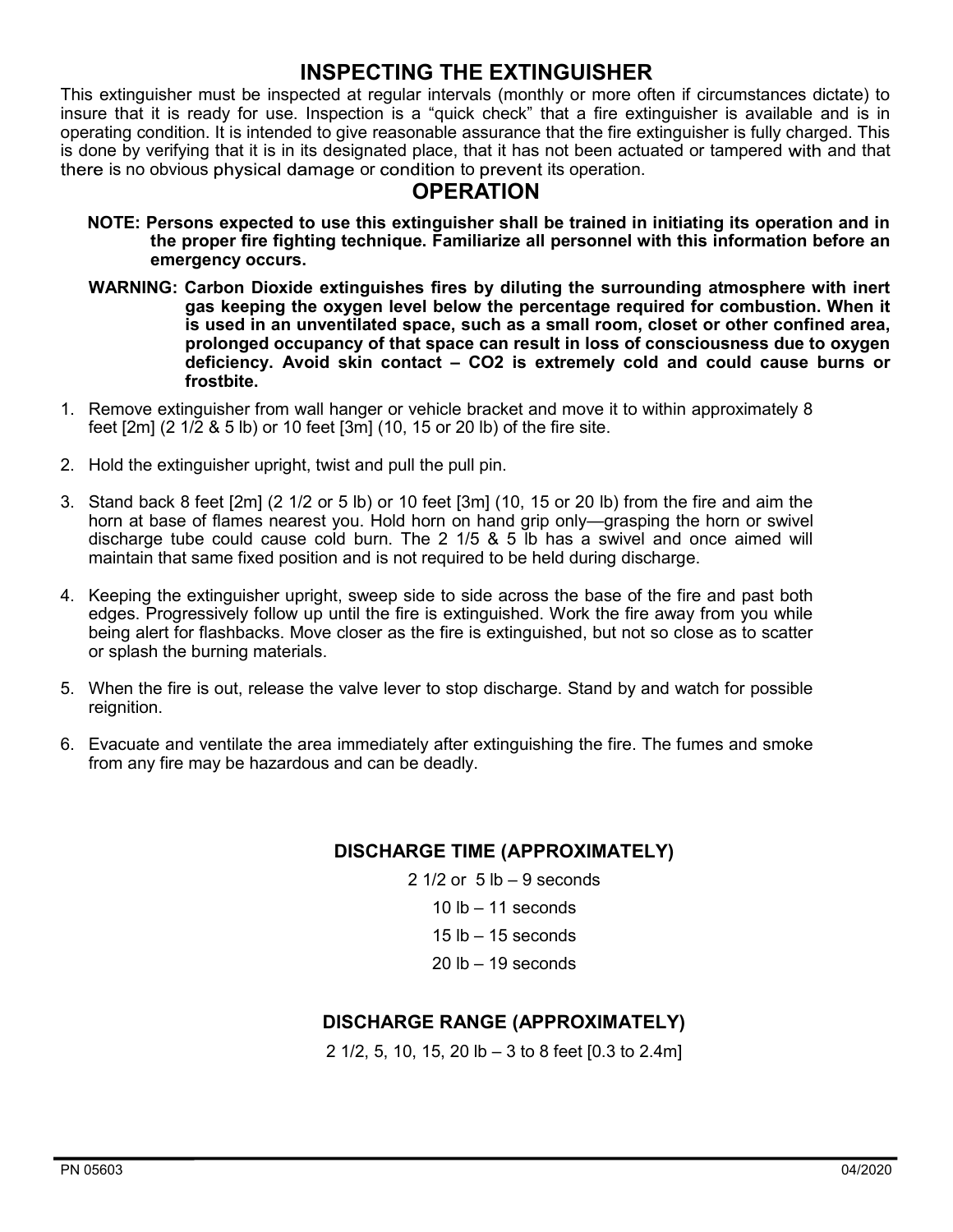## INSPECTING THE EXTINGUISHER

This extinguisher must be inspected at regular intervals (monthly or more often if circumstances dictate) to insure that it is ready for use. Inspection is a "quick check" that a fire extinguisher is available and is in operating condition. It is intended to give reasonable assurance that the fire extinguisher is fully charged. This is done by verifying that it is in its designated place, that it has not been actuated or tampered with and that there is no obvious physical damage or condition to prevent its operation.

## OPERATION

**NOTE: Persons expected to use this extinguisher shall be trained in initiating its operation and in the proper fire fighting technique. Familiarize all personnel with this information before an emergency occurs.**

**WARNING: Carbon Dioxide extinguishes fires by diluting the surrounding atmosphere with inert gas keeping the oxygen level below the percentage required for combustion. When it is used in an unventilated space, such as a small room, closet or other confined area, prolonged occupancy of that space can result in loss of consciousness due to oxygen deficiency. Avoid skin contact – CO2 is extremely cold and could cause burns or frostbite.**

1. Remove extinguisher from wall hanger or vehicle bracket and move it to within approximately 8 feet [2m] (2 1/2 & 5 lb) or 10 feet [3m] (10, 15 or 20 lb) of the fire site.

2. Hold the extinguisher upright, twist and pull the pull pin.

3. Stand back 8 feet [2m] (2 1/2 or 5 lb) or 10 feet [3m] (10, 15 or 20 lb) from the fire and aim the horn at base of flames nearest you. Hold horn on hand grip only—grasping the horn or swivel discharge tube could cause cold burn. The 2 1/5 & 5 lb has a swivel and once aimed will maintain that same fixed position and is not required to be held during discharge.

4. Keeping the extinguisher upright, sweep side to side across the base of the fire and past both edges. Progressively follow up until the fire is extinguished. Work the fire away from you while being alert for flashbacks. Move closer as the fire is extinguished, but not so close as to scatter or splash the burning materials.

5. When the fire is out, release the valve lever to stop discharge. Stand by and watch for possible reignition.

6. Evacuate and ventilate the area immediately after extinguishing the fire. The fumes and smoke from any fire may be hazardous and can be deadly.

### DISCHARGE TIME (APPROXIMATELY)

2 1/2 or 5 lb – 9 seconds

10 lb – 11 seconds

15 lb – 15 seconds

20 lb – 19 seconds

### DISCHARGE RANGE (APPROXIMATELY)

2 1/2, 5, 10, 15, 20 lb – 3 to 8 feet [0.3 to 2.4m]

PN 05603 04/2020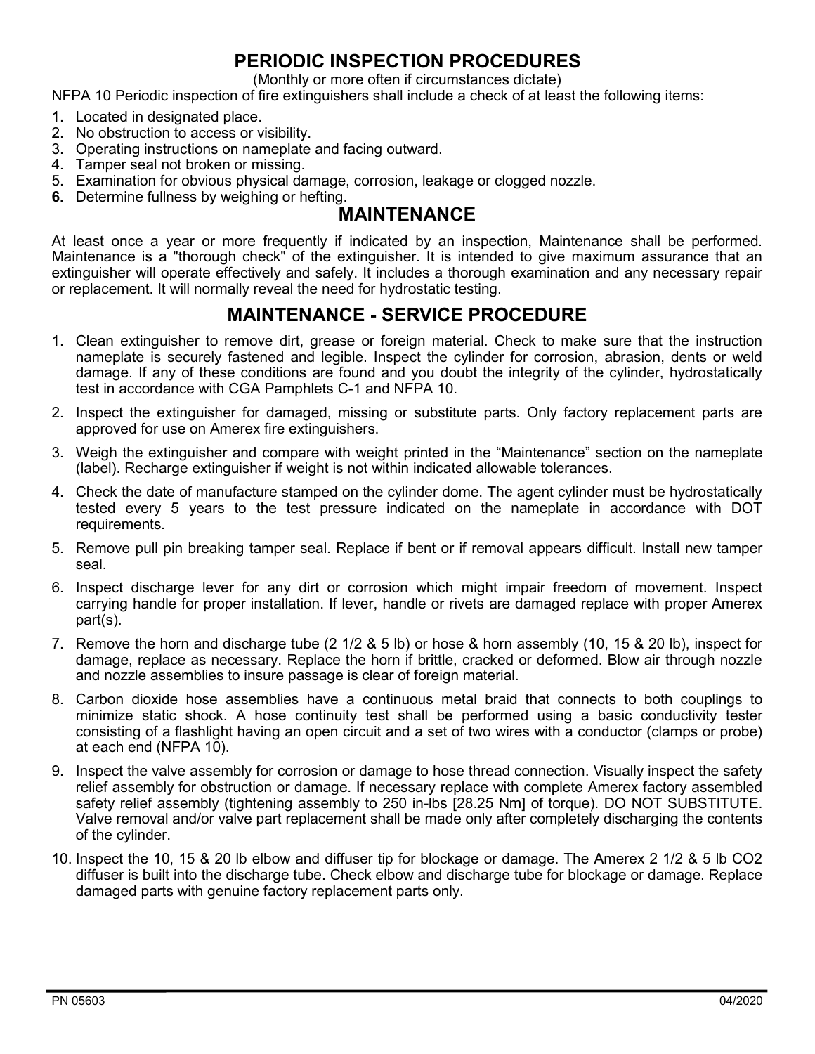# PERIODIC INSPECTION PROCEDURES

(Monthly or more often if circumstances dictate)

NFPA 10 Periodic inspection of fire extinguishers shall include a check of at least the following items:

1. Located in designated place.
2. No obstruction to access or visibility.
3. Operating instructions on nameplate and facing outward.
4. Tamper seal not broken or missing.
5. Examination for obvious physical damage, corrosion, leakage or clogged nozzle.
6. Determine fullness by weighing or hefting.

# MAINTENANCE

At least once a year or more frequently if indicated by an inspection, Maintenance shall be performed. Maintenance is a "thorough check" of the extinguisher. It is intended to give maximum assurance that an extinguisher will operate effectively and safely. It includes a thorough examination and any necessary repair or replacement. It will normally reveal the need for hydrostatic testing.

# MAINTENANCE - SERVICE PROCEDURE

1. Clean extinguisher to remove dirt, grease or foreign material. Check to make sure that the instruction nameplate is securely fastened and legible. Inspect the cylinder for corrosion, abrasion, dents or weld damage. If any of these conditions are found and you doubt the integrity of the cylinder, hydrostatically test in accordance with CGA Pamphlets C-1 and NFPA 10.

2. Inspect the extinguisher for damaged, missing or substitute parts. Only factory replacement parts are approved for use on Amerex fire extinguishers.

3. Weigh the extinguisher and compare with weight printed in the “Maintenance” section on the nameplate (label). Recharge extinguisher if weight is not within indicated allowable tolerances.

4. Check the date of manufacture stamped on the cylinder dome. The agent cylinder must be hydrostatically tested every 5 years to the test pressure indicated on the nameplate in accordance with DOT requirements.

5. Remove pull pin breaking tamper seal. Replace if bent or if removal appears difficult. Install new tamper seal.

6. Inspect discharge lever for any dirt or corrosion which might impair freedom of movement. Inspect carrying handle for proper installation. If lever, handle or rivets are damaged replace with proper Amerex part(s).

7. Remove the horn and discharge tube (2 1/2 & 5 lb) or hose & horn assembly (10, 15 & 20 lb), inspect for damage, replace as necessary. Replace the horn if brittle, cracked or deformed. Blow air through nozzle and nozzle assemblies to insure passage is clear of foreign material.

8. Carbon dioxide hose assemblies have a continuous metal braid that connects to both couplings to minimize static shock. A hose continuity test shall be performed using a basic conductivity tester consisting of a flashlight having an open circuit and a set of two wires with a conductor (clamps or probe) at each end (NFPA 10).

9. Inspect the valve assembly for corrosion or damage to hose thread connection. Visually inspect the safety relief assembly for obstruction or damage. If necessary replace with complete Amerex factory assembled safety relief assembly (tightening assembly to 250 in-lbs [28.25 Nm] of torque). DO NOT SUBSTITUTE. Valve removal and/or valve part replacement shall be made only after completely discharging the contents of the cylinder.

10. Inspect the 10, 15 & 20 lb elbow and diffuser tip for blockage or damage. The Amerex 2 1/2 & 5 lb $CO_2$ diffuser is built into the discharge tube. Check elbow and discharge tube for blockage or damage. Replace damaged parts with genuine factory replacement parts only.

PN 05603 04/2020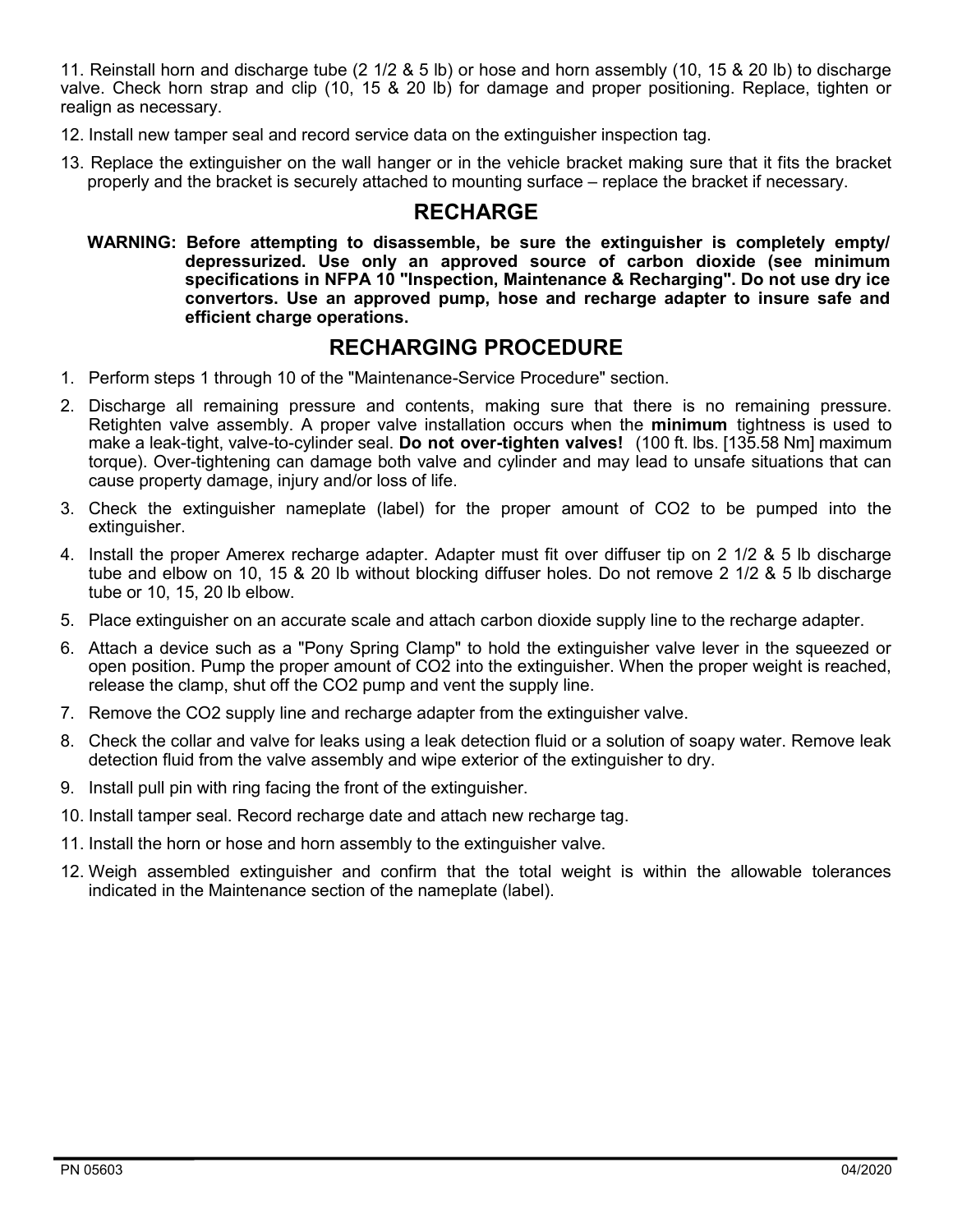11. Reinstall horn and discharge tube (2 1/2 & 5 lb) or hose and horn assembly (10, 15 & 20 lb) to discharge valve. Check horn strap and clip (10, 15 & 20 lb) for damage and proper positioning. Replace, tighten or realign as necessary.

12. Install new tamper seal and record service data on the extinguisher inspection tag.

13. Replace the extinguisher on the wall hanger or in the vehicle bracket making sure that it fits the bracket properly and the bracket is securely attached to mounting surface – replace the bracket if necessary.

## RECHARGE

**WARNING: Before attempting to disassemble, be sure the extinguisher is completely empty/ depressurized. Use only an approved source of carbon dioxide (see minimum specifications in NFPA 10 "Inspection, Maintenance & Recharging". Do not use dry ice convertors. Use an approved pump, hose and recharge adapter to insure safe and efficient charge operations.**

## RECHARGING PROCEDURE

1. Perform steps 1 through 10 of the "Maintenance-Service Procedure" section.
2. Discharge all remaining pressure and contents, making sure that there is no remaining pressure. Retighten valve assembly. A proper valve installation occurs when the **minimum** tightness is used to make a leak-tight, valve-to-cylinder seal. **Do not over-tighten valves!** (100 ft. lbs. [135.58 Nm] maximum torque). Over-tightening can damage both valve and cylinder and may lead to unsafe situations that can cause property damage, injury and/or loss of life.
3. Check the extinguisher nameplate (label) for the proper amount of $CO_2$ to be pumped into the extinguisher.
4. Install the proper Amerex recharge adapter. Adapter must fit over diffuser tip on 2 1/2 & 5 lb discharge tube and elbow on 10, 15 & 20 lb without blocking diffuser holes. Do not remove 2 1/2 & 5 lb discharge tube or 10, 15, 20 lb elbow.
5. Place extinguisher on an accurate scale and attach carbon dioxide supply line to the recharge adapter.
6. Attach a device such as a "Pony Spring Clamp" to hold the extinguisher valve lever in the squeezed or open position. Pump the proper amount of $CO_2$ into the extinguisher. When the proper weight is reached, release the clamp, shut off the $CO_2$ pump and vent the supply line.
7. Remove the $CO_2$ supply line and recharge adapter from the extinguisher valve.
8. Check the collar and valve for leaks using a leak detection fluid or a solution of soapy water. Remove leak detection fluid from the valve assembly and wipe exterior of the extinguisher to dry.
9. Install pull pin with ring facing the front of the extinguisher.
10. Install tamper seal. Record recharge date and attach new recharge tag.
11. Install the horn or hose and horn assembly to the extinguisher valve.
12. Weigh assembled extinguisher and confirm that the total weight is within the allowable tolerances indicated in the Maintenance section of the nameplate (label).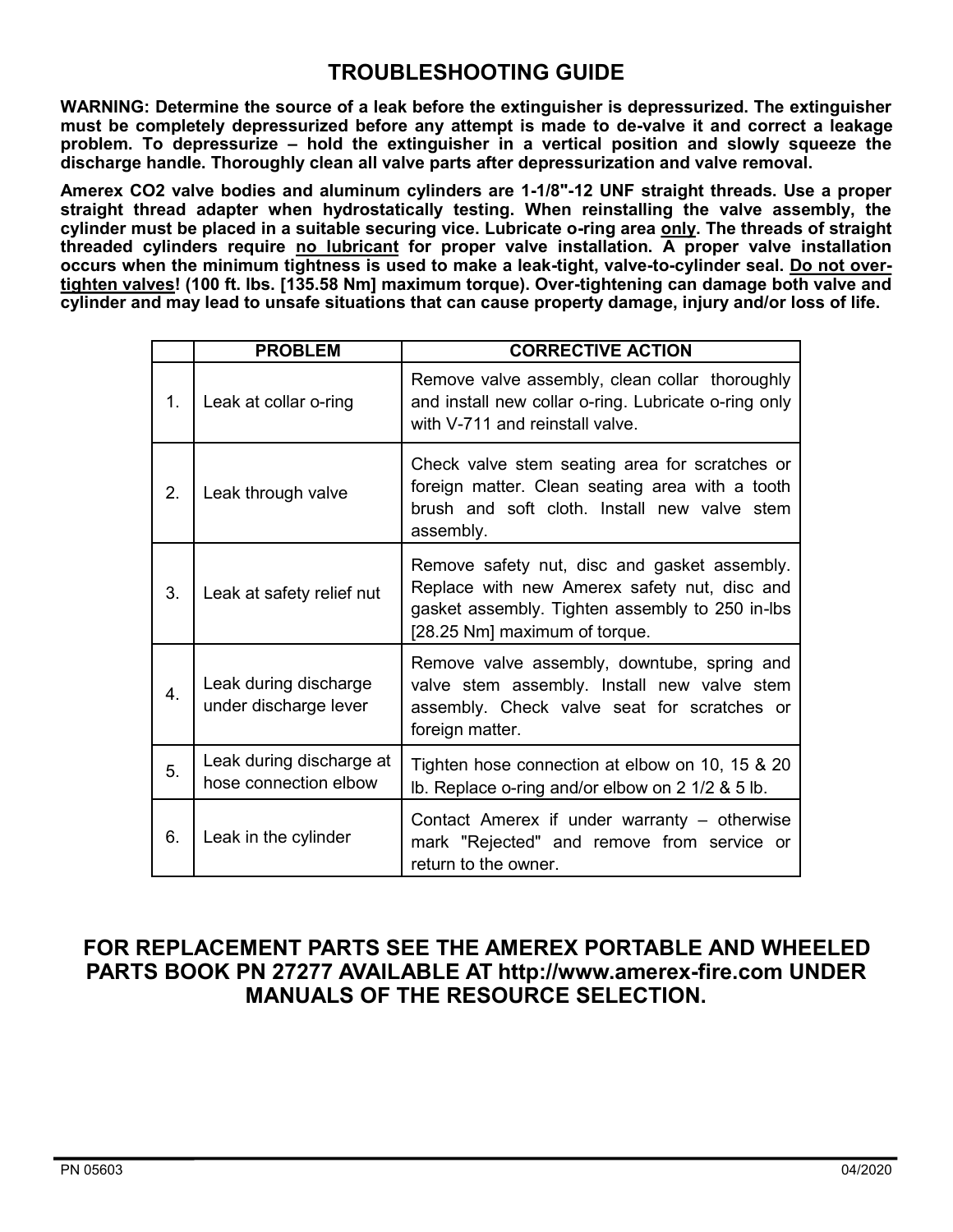# TROUBLESHOOTING GUIDE

**WARNING: Determine the source of a leak before the extinguisher is depressurized. The extinguisher must be completely depressurized before any attempt is made to de-valve it and correct a leakage problem. To depressurize – hold the extinguisher in a vertical position and slowly squeeze the discharge handle. Thoroughly clean all valve parts after depressurization and valve removal.**

**Amerex CO2 valve bodies and aluminum cylinders are 1-1/8"-12 UNF straight threads. Use a proper straight thread adapter when hydrostatically testing. When reinstalling the valve assembly, the cylinder must be placed in a suitable securing vice. Lubricate o-ring area <u>only</u>. The threads of straight threaded cylinders require <u>no lubricant</u> for proper valve installation. A proper valve installation occurs when the minimum tightness is used to make a leak-tight, valve-to-cylinder seal. <u>Do not over-tighten valves</u>! (100 ft. lbs. [135.58 Nm] maximum torque). Over-tightening can damage both valve and cylinder and may lead to unsafe situations that can cause property damage, injury and/or loss of life.**

| | PROBLEM | CORRECTIVE ACTION |
|---|---|---|
| 1. | Leak at collar o-ring | Remove valve assembly, clean collar thoroughly and install new collar o-ring. Lubricate o-ring only with V-711 and reinstall valve. |
| 2. | Leak through valve | Check valve stem seating area for scratches or foreign matter. Clean seating area with a tooth brush and soft cloth. Install new valve stem assembly. |
| 3. | Leak at safety relief nut | Remove safety nut, disc and gasket assembly. Replace with new Amerex safety nut, disc and gasket assembly. Tighten assembly to 250 in-lbs [28.25 Nm] maximum of torque. |
| 4. | Leak during discharge under discharge lever | Remove valve assembly, downtube, spring and valve stem assembly. Install new valve stem assembly. Check valve seat for scratches or foreign matter. |
| 5. | Leak during discharge at hose connection elbow | Tighten hose connection at elbow on 10, 15 & 20 lb. Replace o-ring and/or elbow on 2 1/2 & 5 lb. |
| 6. | Leak in the cylinder | Contact Amerex if under warranty – otherwise mark "Rejected" and remove from service or return to the owner. |

## FOR REPLACEMENT PARTS SEE THE AMEREX PORTABLE AND WHEELED PARTS BOOK PN 27277 AVAILABLE AT http://www.amerex-fire.com UNDER MANUALS OF THE RESOURCE SELECTION.

PN 05603 04/2020